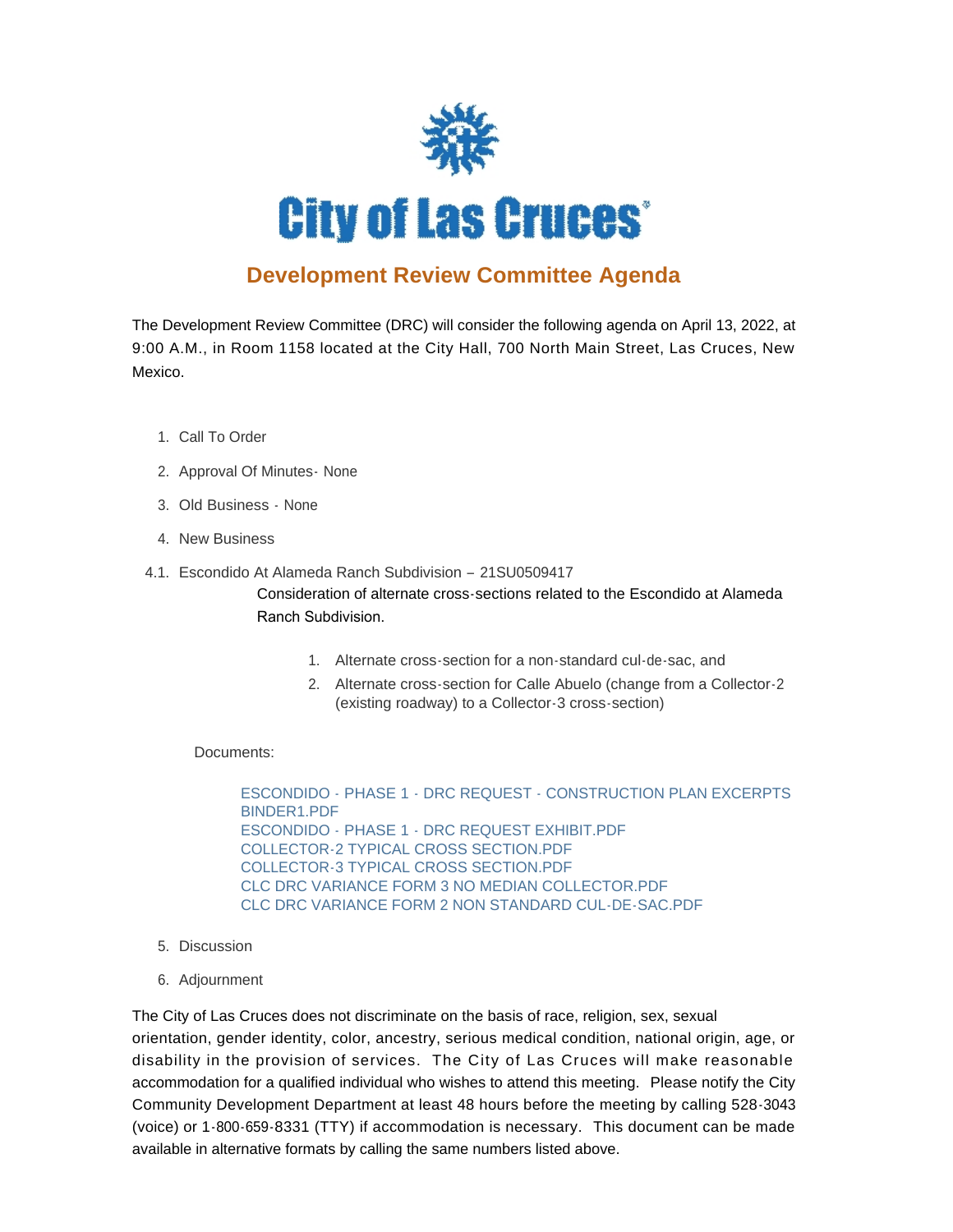# City of Las Cruces

## Development Review Committee Agenda

The Development Review Committee (DRC) will consider the following agenda on April 13, 2022, at 9:00 A.M., in Room 1158 located at the City Hall, 700 North Main Street, Las Cruces, New Mexico.

1. Call To Order
2. Approval Of Minutes- None
3. Old Business - None
4. New Business

4.1. Escondido At Alameda Ranch Subdivision – 21SU0509417

Consideration of alternate cross-sections related to the Escondido at Alameda Ranch Subdivision.

1. Alternate cross-section for a non-standard cul-de-sac, and
2. Alternate cross-section for Calle Abuelo (change from a Collector-2 (existing roadway) to a Collector-3 cross-section)

Documents:

ESCONDIDO - PHASE 1 - DRC REQUEST - CONSTRUCTION PLAN EXCERPTS BINDER1.PDF
ESCONDIDO - PHASE 1 - DRC REQUEST EXHIBIT.PDF
COLLECTOR-2 TYPICAL CROSS SECTION.PDF
COLLECTOR-3 TYPICAL CROSS SECTION.PDF
CLC DRC VARIANCE FORM 3 NO MEDIAN COLLECTOR.PDF
CLC DRC VARIANCE FORM 2 NON STANDARD CUL-DE-SAC.PDF

5. Discussion
6. Adjournment

The City of Las Cruces does not discriminate on the basis of race, religion, sex, sexual orientation, gender identity, color, ancestry, serious medical condition, national origin, age, or disability in the provision of services. The City of Las Cruces will make reasonable accommodation for a qualified individual who wishes to attend this meeting. Please notify the City Community Development Department at least 48 hours before the meeting by calling 528-3043 (voice) or 1-800-659-8331 (TTY) if accommodation is necessary. This document can be made available in alternative formats by calling the same numbers listed above.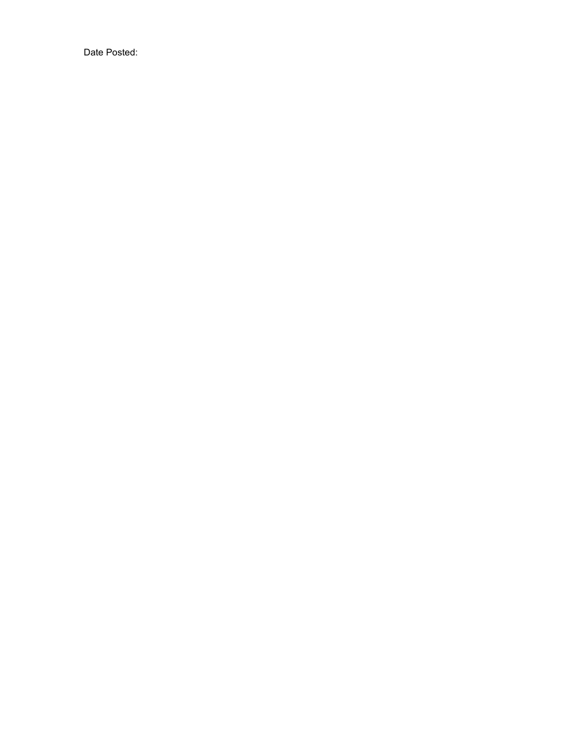Date Posted: